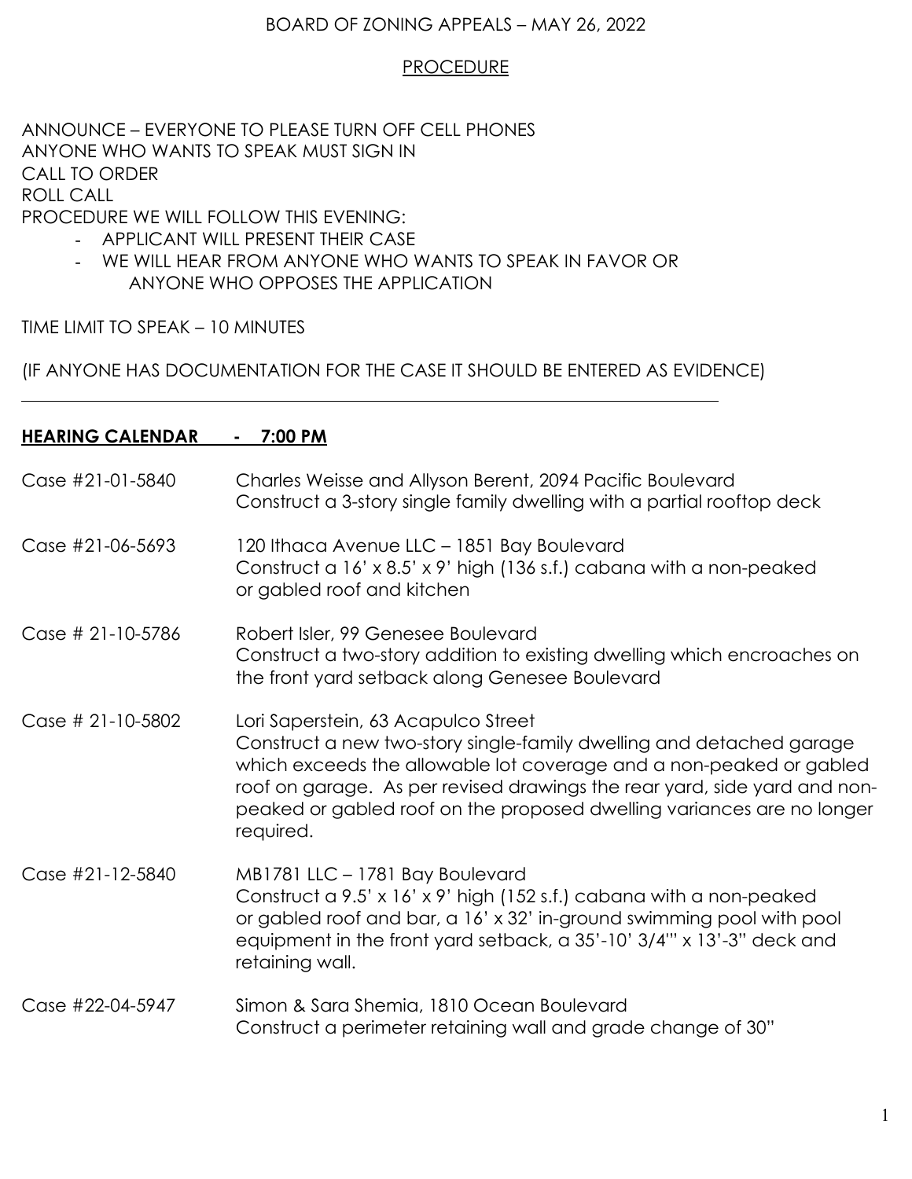# BOARD OF ZONING APPEALS – MAY 26, 2022

## PROCEDURE

ANNOUNCE – EVERYONE TO PLEASE TURN OFF CELL PHONES
ANYONE WHO WANTS TO SPEAK MUST SIGN IN
CALL TO ORDER
ROLL CALL
PROCEDURE WE WILL FOLLOW THIS EVENING:

- APPLICANT WILL PRESENT THEIR CASE
- WE WILL HEAR FROM ANYONE WHO WANTS TO SPEAK IN FAVOR OR ANYONE WHO OPPOSES THE APPLICATION

TIME LIMIT TO SPEAK – 10 MINUTES

(IF ANYONE HAS DOCUMENTATION FOR THE CASE IT SHOULD BE ENTERED AS EVIDENCE)

---

**HEARING CALENDAR - 7:00 PM**

| | |
|---|---|
| Case #21-01-5840 | Charles Weisse and Allyson Berent, 2094 Pacific Boulevard<br>Construct a 3-story single family dwelling with a partial rooftop deck |
| Case #21-06-5693 | 120 Ithaca Avenue LLC – 1851 Bay Boulevard<br>Construct a 16' x 8.5' x 9' high (136 s.f.) cabana with a non-peaked or gabled roof and kitchen |
| Case # 21-10-5786 | Robert Isler, 99 Genesee Boulevard<br>Construct a two-story addition to existing dwelling which encroaches on the front yard setback along Genesee Boulevard |
| Case # 21-10-5802 | Lori Saperstein, 63 Acapulco Street<br>Construct a new two-story single-family dwelling and detached garage which exceeds the allowable lot coverage and a non-peaked or gabled roof on garage. As per revised drawings the rear yard, side yard and non-peaked or gabled roof on the proposed dwelling variances are no longer required. |
| Case #21-12-5840 | MB1781 LLC – 1781 Bay Boulevard<br>Construct a 9.5' x 16' x 9' high (152 s.f.) cabana with a non-peaked or gabled roof and bar, a 16' x 32' in-ground swimming pool with pool equipment in the front yard setback, a 35'-10' 3/4'" x 13'-3" deck and retaining wall. |
| Case #22-04-5947 | Simon & Sara Shemia, 1810 Ocean Boulevard<br>Construct a perimeter retaining wall and grade change of 30" |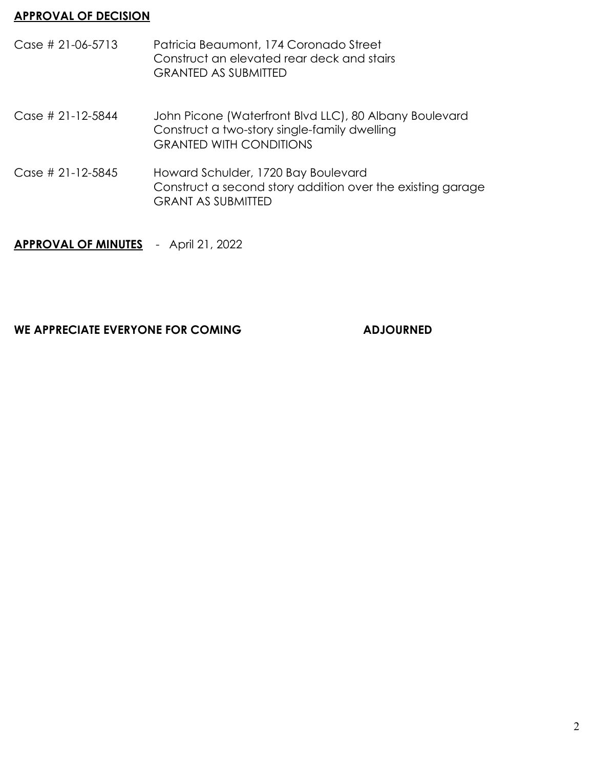**APPROVAL OF DECISION**

Case # 21-06-5713 Patricia Beaumont, 174 Coronado Street
Construct an elevated rear deck and stairs
GRANTED AS SUBMITTED

Case # 21-12-5844 John Picone (Waterfront Blvd LLC), 80 Albany Boulevard
Construct a two-story single-family dwelling
GRANTED WITH CONDITIONS

Case # 21-12-5845 Howard Schulder, 1720 Bay Boulevard
Construct a second story addition over the existing garage
GRANT AS SUBMITTED

**APPROVAL OF MINUTES** - April 21, 2022

**WE APPRECIATE EVERYONE FOR COMING** **ADJOURNED**